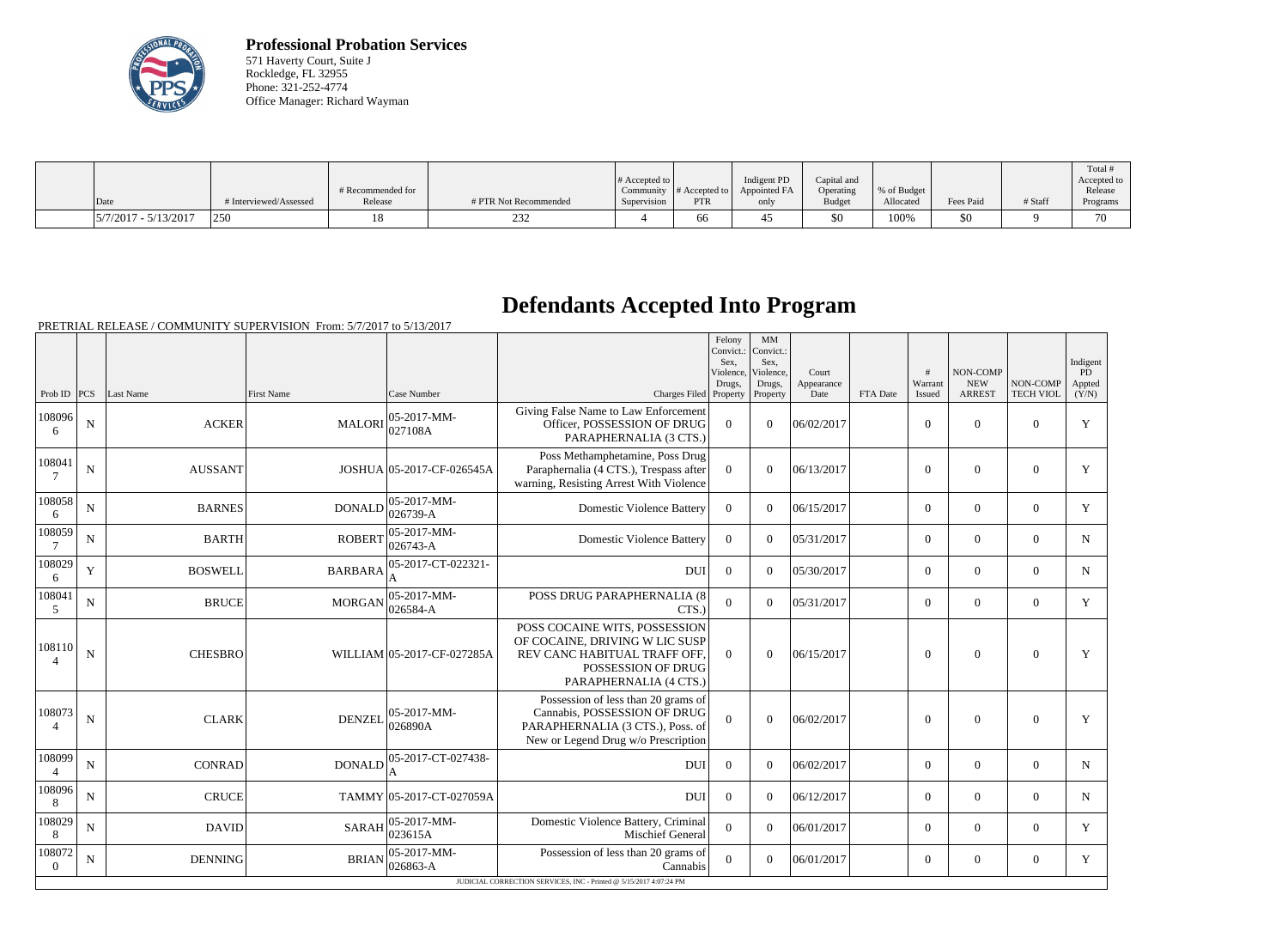**Professional Probation Services**
571 Haverty Court, Suite J
Rockledge, FL 32955
Phone: 321-252-4774
Office Manager: Richard Wayman

| Date | # Interviewed/Assessed | # Recommended for Release | # PTR Not Recommended | # Accepted to Community Supervision | # Accepted to PTR | Indigent PD Appointed FA only | Capital and Operating Budget | % of Budget Allocated | Fees Paid | # Staff | Total # Accepted to Release Programs |
|---|---|---|---|---|---|---|---|---|---|---|---|
| 5/7/2017 - 5/13/2017 | 250 | 18 | 232 | 4 | 66 | 45 | $0 | 100% | $0 | 9 | 70 |

# Defendants Accepted Into Program

PRETRIAL RELEASE / COMMUNITY SUPERVISION From: 5/7/2017 to 5/13/2017

| Prob ID | PCS | Last Name | First Name | Case Number | Charges Filed | Felony Convict.: Sex, Violence, Drugs, Property | MM Convict.: Sex, Violence, Drugs, Property | Court Appearance Date | FTA Date | # Warrant Issued | NON-COMP NEW ARREST | NON-COMP TECH VIOL | Indigent PD Appted (Y/N) |
|---|---|---|---|---|---|---|---|---|---|---|---|---|---|
| 1080966 | N | ACKER | MALORI | 05-2017-MM-027108A | Giving False Name to Law Enforcement Officer, POSSESSION OF DRUG PARAPHERNALIA (3 CTS.) | 0 | 0 | 06/02/2017 | | 0 | 0 | 0 | Y |
| 1080417 | N | AUSSANT | JOSHUA | 05-2017-CF-026545A | Poss Methamphetamine, Poss Drug Paraphernalia (4 CTS.), Trespass after warning, Resisting Arrest With Violence | 0 | 0 | 06/13/2017 | | 0 | 0 | 0 | Y |
| 1080586 | N | BARNES | DONALD | 05-2017-MM-026739-A | Domestic Violence Battery | 0 | 0 | 06/15/2017 | | 0 | 0 | 0 | Y |
| 1080597 | N | BARTH | ROBERT | 05-2017-MM-026743-A | Domestic Violence Battery | 0 | 0 | 05/31/2017 | | 0 | 0 | 0 | N |
| 1080296 | Y | BOSWELL | BARBARA | 05-2017-CT-022321-A | DUI | 0 | 0 | 05/30/2017 | | 0 | 0 | 0 | N |
| 1080415 | N | BRUCE | MORGAN | 05-2017-MM-026584-A | POSS DRUG PARAPHERNALIA (8 CTS.) | 0 | 0 | 05/31/2017 | | 0 | 0 | 0 | Y |
| 1081104 | N | CHESBRO | WILLIAM | 05-2017-CF-027285A | POSS COCAINE WITS, POSSESSION OF COCAINE, DRIVING W LIC SUSP REV CANC HABITUAL TRAFF OFF, POSSESSION OF DRUG PARAPHERNALIA (4 CTS.) | 0 | 0 | 06/15/2017 | | 0 | 0 | 0 | Y |
| 1080734 | N | CLARK | DENZEL | 05-2017-MM-026890A | Possession of less than 20 grams of Cannabis, POSSESSION OF DRUG PARAPHERNALIA (3 CTS.), Poss. of New or Legend Drug w/o Prescription | 0 | 0 | 06/02/2017 | | 0 | 0 | 0 | Y |
| 1080994 | N | CONRAD | DONALD | 05-2017-CT-027438-A | DUI | 0 | 0 | 06/02/2017 | | 0 | 0 | 0 | N |
| 1080968 | N | CRUCE | TAMMY | 05-2017-CT-027059A | DUI | 0 | 0 | 06/12/2017 | | 0 | 0 | 0 | N |
| 1080298 | N | DAVID | SARAH | 05-2017-MM-023615A | Domestic Violence Battery, Criminal Mischief General | 0 | 0 | 06/01/2017 | | 0 | 0 | 0 | Y |
| 1080720 | N | DENNING | BRIAN | 05-2017-MM-026863-A | Possession of less than 20 grams of Cannabis | 0 | 0 | 06/01/2017 | | 0 | 0 | 0 | Y |

JUDICIAL CORRECTION SERVICES, INC - Printed @ 5/15/2017 4:07:24 PM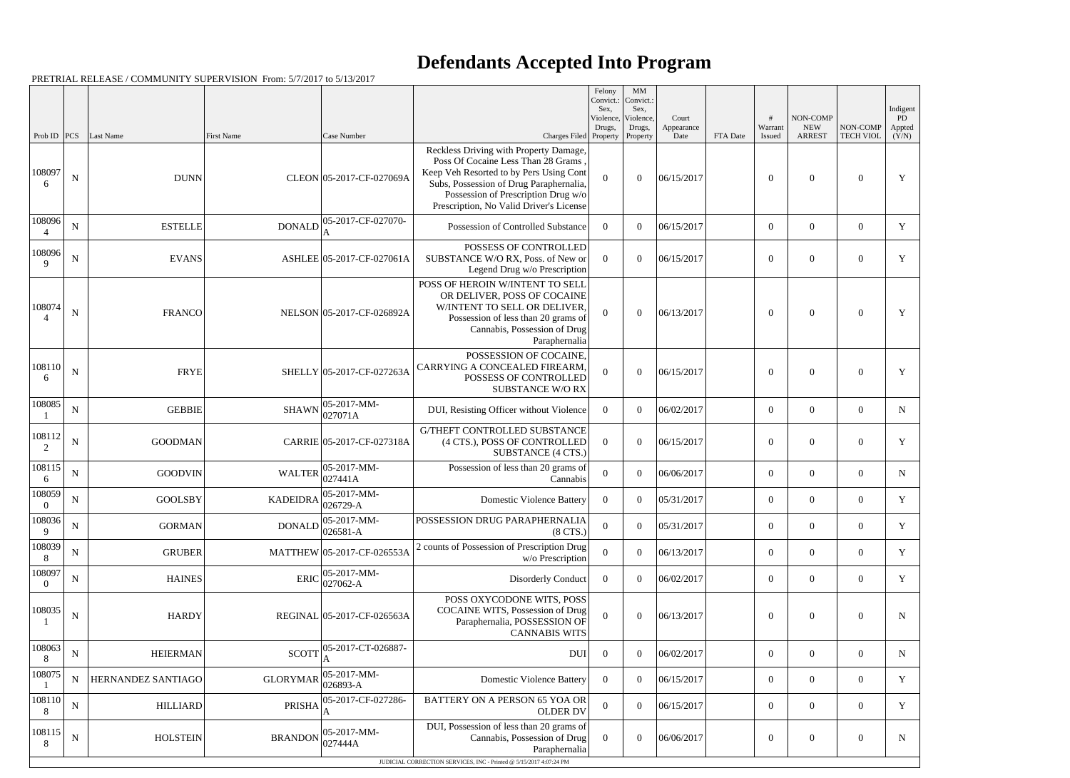# Defendants Accepted Into Program

PRETRIAL RELEASE / COMMUNITY SUPERVISION From: 5/7/2017 to 5/13/2017

| Prob ID | PCS | Last Name | First Name | Case Number | Charges Filed | Felony Convict.: Sex, Violence, Drugs, Property | MM Convict.: Sex, Violence, Drugs, Property | Court Appearance Date | FTA Date | # Warrant Issued | NON-COMP NEW ARREST | NON-COMP TECH VIOL | Indigent PD Appted (Y/N) |
|---|---|---|---|---|---|---|---|---|---|---|---|---|---|
| 1080976 | N | DUNN | CLEON | 05-2017-CF-027069A | Reckless Driving with Property Damage, Poss Of Cocaine Less Than 28 Grams , Keep Veh Resorted to by Pers Using Cont Subs, Possession of Drug Paraphernalia, Possession of Prescription Drug w/o Prescription, No Valid Driver's License | 0 | 0 | 06/15/2017 | | 0 | 0 | 0 | Y |
| 1080964 | N | ESTELLE | DONALD | 05-2017-CF-027070-A | Possession of Controlled Substance | 0 | 0 | 06/15/2017 | | 0 | 0 | 0 | Y |
| 1080969 | N | EVANS | ASHLEE | 05-2017-CF-027061A | POSSESS OF CONTROLLED SUBSTANCE W/O RX, Poss. of New or Legend Drug w/o Prescription | 0 | 0 | 06/15/2017 | | 0 | 0 | 0 | Y |
| 1080744 | N | FRANCO | NELSON | 05-2017-CF-026892A | POSS OF HEROIN W/INTENT TO SELL OR DELIVER, POSS OF COCAINE W/INTENT TO SELL OR DELIVER, Possession of less than 20 grams of Cannabis, Possession of Drug Paraphernalia | 0 | 0 | 06/13/2017 | | 0 | 0 | 0 | Y |
| 1081106 | N | FRYE | SHELLY | 05-2017-CF-027263A | POSSESSION OF COCAINE, CARRYING A CONCEALED FIREARM, POSSESS OF CONTROLLED SUBSTANCE W/O RX | 0 | 0 | 06/15/2017 | | 0 | 0 | 0 | Y |
| 1080851 | N | GEBBIE | SHAWN | 05-2017-MM-027071A | DUI, Resisting Officer without Violence | 0 | 0 | 06/02/2017 | | 0 | 0 | 0 | N |
| 1081122 | N | GOODMAN | CARRIE | 05-2017-CF-027318A | G/THEFT CONTROLLED SUBSTANCE (4 CTS.), POSS OF CONTROLLED SUBSTANCE (4 CTS.) | 0 | 0 | 06/15/2017 | | 0 | 0 | 0 | Y |
| 1081156 | N | GOODVIN | WALTER | 05-2017-MM-027441A | Possession of less than 20 grams of Cannabis | 0 | 0 | 06/06/2017 | | 0 | 0 | 0 | N |
| 1080590 | N | GOOLSBY | KADEIDRA | 05-2017-MM-026729-A | Domestic Violence Battery | 0 | 0 | 05/31/2017 | | 0 | 0 | 0 | Y |
| 1080369 | N | GORMAN | DONALD | 05-2017-MM-026581-A | POSSESSION DRUG PARAPHERNALIA (8 CTS.) | 0 | 0 | 05/31/2017 | | 0 | 0 | 0 | Y |
| 1080398 | N | GRUBER | MATTHEW | 05-2017-CF-026553A | 2 counts of Possession of Prescription Drug w/o Prescription | 0 | 0 | 06/13/2017 | | 0 | 0 | 0 | Y |
| 1080970 | N | HAINES | ERIC | 05-2017-MM-027062-A | Disorderly Conduct | 0 | 0 | 06/02/2017 | | 0 | 0 | 0 | Y |
| 1080351 | N | HARDY | REGINAL | 05-2017-CF-026563A | POSS OXYCODONE WITS, POSS COCAINE WITS, Possession of Drug Paraphernalia, POSSESSION OF CANNABIS WITS | 0 | 0 | 06/13/2017 | | 0 | 0 | 0 | N |
| 1080638 | N | HEIERMAN | SCOTT | 05-2017-CT-026887-A | DUI | 0 | 0 | 06/02/2017 | | 0 | 0 | 0 | N |
| 1080751 | N | HERNANDEZ SANTIAGO | GLORYMAR | 05-2017-MM-026893-A | Domestic Violence Battery | 0 | 0 | 06/15/2017 | | 0 | 0 | 0 | Y |
| 1081108 | N | HILLIARD | PRISHA | 05-2017-CF-027286-A | BATTERY ON A PERSON 65 YOA OR OLDER DV | 0 | 0 | 06/15/2017 | | 0 | 0 | 0 | Y |
| 1081158 | N | HOLSTEIN | BRANDON | 05-2017-MM-027444A | DUI, Possession of less than 20 grams of Cannabis, Possession of Drug Paraphernalia | 0 | 0 | 06/06/2017 | | 0 | 0 | 0 | N |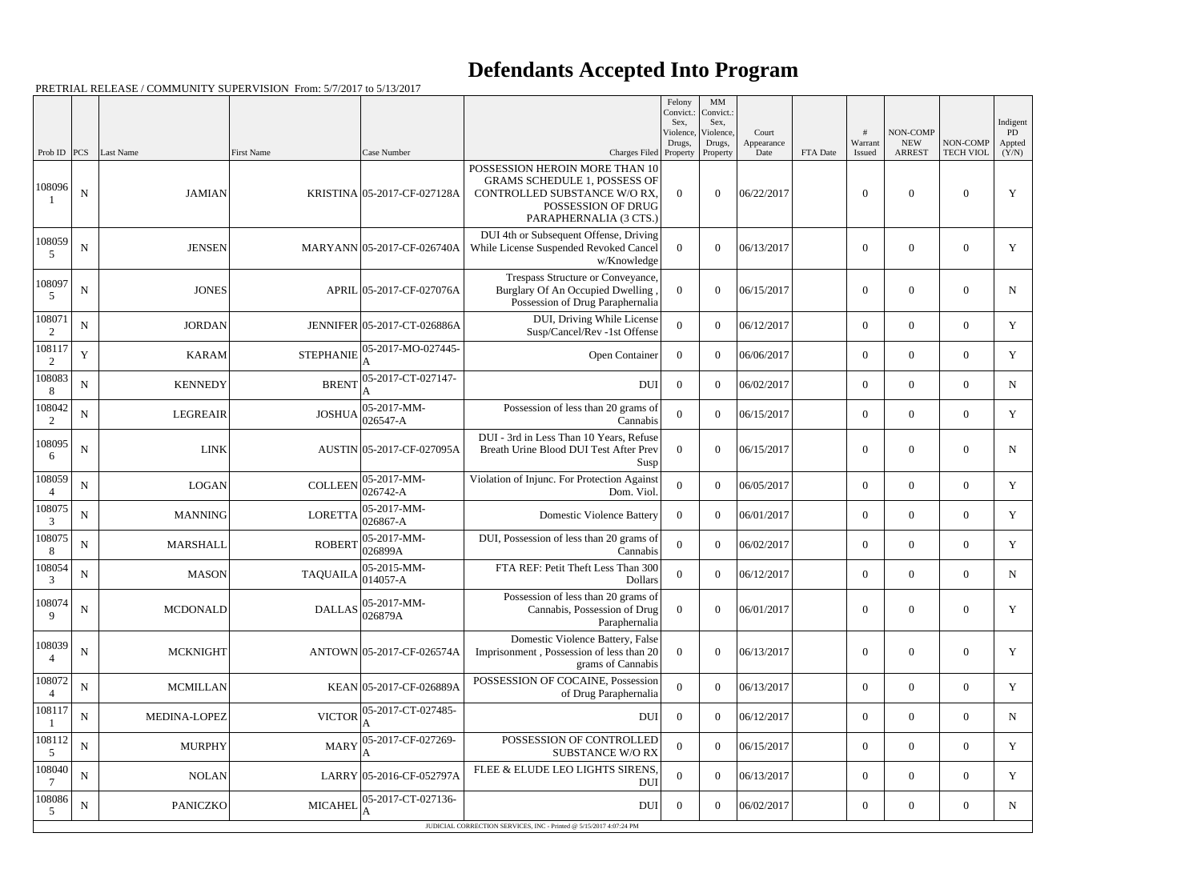# Defendants Accepted Into Program

PRETRIAL RELEASE / COMMUNITY SUPERVISION From: 5/7/2017 to 5/13/2017

| Prob ID | PCS | Last Name | First Name | Case Number | Charges Filed | Felony Convict.: Sex, Violence, Drugs, Property | MM Convict.: Sex, Violence, Drugs, Property | Court Appearance Date | FTA Date | # Warrant Issued | NON-COMP NEW ARREST | NON-COMP TECH VIOL | Indigent PD Appted (Y/N) |
|---|---|---|---|---|---|---|---|---|---|---|---|---|---|
| 1080961 | N | JAMIAN | KRISTINA | 05-2017-CF-027128A | POSSESSION HEROIN MORE THAN 10 GRAMS SCHEDULE 1, POSSESS OF CONTROLLED SUBSTANCE W/O RX, POSSESSION OF DRUG PARAPHERNALIA (3 CTS.) | 0 | 0 | 06/22/2017 | | 0 | 0 | 0 | Y |
| 1080595 | N | JENSEN | MARYANN | 05-2017-CF-026740A | DUI 4th or Subsequent Offense, Driving While License Suspended Revoked Cancel w/Knowledge | 0 | 0 | 06/13/2017 | | 0 | 0 | 0 | Y |
| 1080975 | N | JONES | APRIL | 05-2017-CF-027076A | Trespass Structure or Conveyance, Burglary Of An Occupied Dwelling , Possession of Drug Paraphernalia | 0 | 0 | 06/15/2017 | | 0 | 0 | 0 | N |
| 1080712 | N | JORDAN | JENNIFER | 05-2017-CT-026886A | DUI, Driving While License Susp/Cancel/Rev -1st Offense | 0 | 0 | 06/12/2017 | | 0 | 0 | 0 | Y |
| 1081172 | Y | KARAM | STEPHANIE | 05-2017-MO-027445-A | Open Container | 0 | 0 | 06/06/2017 | | 0 | 0 | 0 | Y |
| 1080838 | N | KENNEDY | BRENT | 05-2017-CT-027147-A | DUI | 0 | 0 | 06/02/2017 | | 0 | 0 | 0 | N |
| 1080422 | N | LEGREAIR | JOSHUA | 05-2017-MM-026547-A | Possession of less than 20 grams of Cannabis | 0 | 0 | 06/15/2017 | | 0 | 0 | 0 | Y |
| 1080956 | N | LINK | AUSTIN | 05-2017-CF-027095A | DUI - 3rd in Less Than 10 Years, Refuse Breath Urine Blood DUI Test After Prev Susp | 0 | 0 | 06/15/2017 | | 0 | 0 | 0 | N |
| 1080594 | N | LOGAN | COLLEEN | 05-2017-MM-026742-A | Violation of Injunc. For Protection Against Dom. Viol. | 0 | 0 | 06/05/2017 | | 0 | 0 | 0 | Y |
| 1080753 | N | MANNING | LORETTA | 05-2017-MM-026867-A | Domestic Violence Battery | 0 | 0 | 06/01/2017 | | 0 | 0 | 0 | Y |
| 1080758 | N | MARSHALL | ROBERT | 05-2017-MM-026899A | DUI, Possession of less than 20 grams of Cannabis | 0 | 0 | 06/02/2017 | | 0 | 0 | 0 | Y |
| 1080543 | N | MASON | TAQUAILA | 05-2015-MM-014057-A | FTA REF: Petit Theft Less Than 300 Dollars | 0 | 0 | 06/12/2017 | | 0 | 0 | 0 | N |
| 1080749 | N | MCDONALD | DALLAS | 05-2017-MM-026879A | Possession of less than 20 grams of Cannabis, Possession of Drug Paraphernalia | 0 | 0 | 06/01/2017 | | 0 | 0 | 0 | Y |
| 1080394 | N | MCKNIGHT | ANTOWN | 05-2017-CF-026574A | Domestic Violence Battery, False Imprisonment , Possession of less than 20 grams of Cannabis | 0 | 0 | 06/13/2017 | | 0 | 0 | 0 | Y |
| 1080724 | N | MCMILLAN | KEAN | 05-2017-CF-026889A | POSSESSION OF COCAINE, Possession of Drug Paraphernalia | 0 | 0 | 06/13/2017 | | 0 | 0 | 0 | Y |
| 1081171 | N | MEDINA-LOPEZ | VICTOR | 05-2017-CT-027485-A | DUI | 0 | 0 | 06/12/2017 | | 0 | 0 | 0 | N |
| 1081125 | N | MURPHY | MARY | 05-2017-CF-027269-A | POSSESSION OF CONTROLLED SUBSTANCE W/O RX | 0 | 0 | 06/15/2017 | | 0 | 0 | 0 | Y |
| 1080407 | N | NOLAN | LARRY | 05-2016-CF-052797A | FLEE & ELUDE LEO LIGHTS SIRENS, DUI | 0 | 0 | 06/13/2017 | | 0 | 0 | 0 | Y |
| 1080865 | N | PANICZKO | MICAHEL | 05-2017-CT-027136-A | DUI | 0 | 0 | 06/02/2017 | | 0 | 0 | 0 | N |

JUDICIAL CORRECTION SERVICES, INC - Printed @ 5/15/2017 4:07:24 PM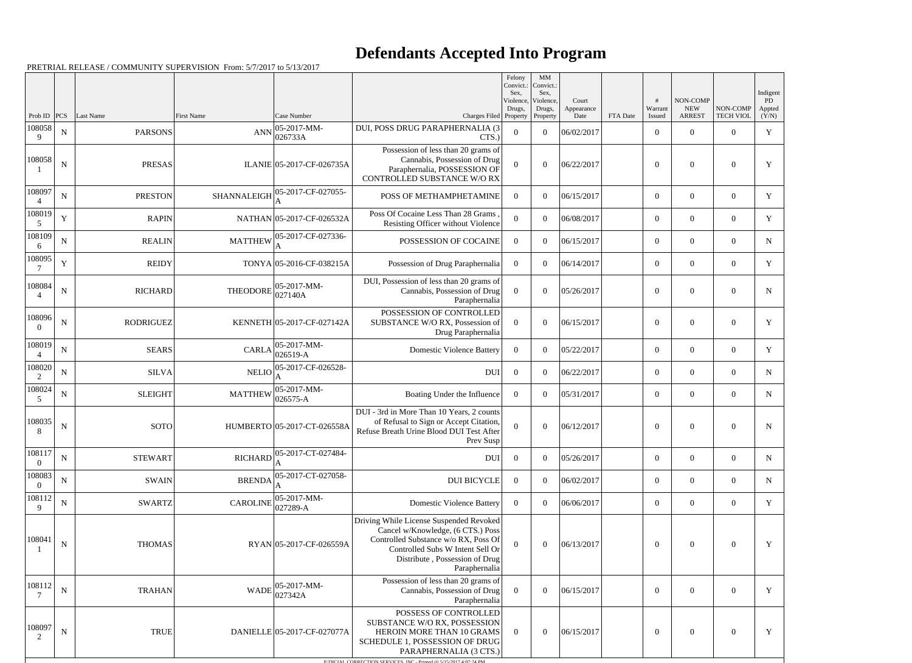# Defendants Accepted Into Program

PRETRIAL RELEASE / COMMUNITY SUPERVISION From: 5/7/2017 to 5/13/2017

| Prob ID | PCS | Last Name | First Name | Case Number | Charges Filed | Felony Convict.: Sex, Violence, Drugs, Property | MM Convict.: Sex, Violence, Drugs, Property | Court Appearance Date | FTA Date | # Warrant Issued | NON-COMP NEW ARREST | NON-COMP TECH VIOL | Indigent PD Appted (Y/N) |
|---|---|---|---|---|---|---|---|---|---|---|---|---|---|
| 1080589 | N | PARSONS | ANN | 05-2017-MM-026733A | DUI, POSS DRUG PARAPHERNALIA (3 CTS.) | 0 | 0 | 06/02/2017 | | 0 | 0 | 0 | Y |
| 1080581 | N | PRESAS | ILANIE | 05-2017-CF-026735A | Possession of less than 20 grams of Cannabis, Possession of Drug Paraphernalia, POSSESSION OF CONTROLLED SUBSTANCE W/O RX | 0 | 0 | 06/22/2017 | | 0 | 0 | 0 | Y |
| 1080974 | N | PRESTON | SHANNALEIGH | 05-2017-CF-027055-A | POSS OF METHAMPHETAMINE | 0 | 0 | 06/15/2017 | | 0 | 0 | 0 | Y |
| 1080195 | Y | RAPIN | NATHAN | 05-2017-CF-026532A | Poss Of Cocaine Less Than 28 Grams , Resisting Officer without Violence | 0 | 0 | 06/08/2017 | | 0 | 0 | 0 | Y |
| 1081096 | N | REALIN | MATTHEW | 05-2017-CF-027336-A | POSSESSION OF COCAINE | 0 | 0 | 06/15/2017 | | 0 | 0 | 0 | N |
| 1080957 | Y | REIDY | TONYA | 05-2016-CF-038215A | Possession of Drug Paraphernalia | 0 | 0 | 06/14/2017 | | 0 | 0 | 0 | Y |
| 1080844 | N | RICHARD | THEODORE | 05-2017-MM-027140A | DUI, Possession of less than 20 grams of Cannabis, Possession of Drug Paraphernalia | 0 | 0 | 05/26/2017 | | 0 | 0 | 0 | N |
| 1080960 | N | RODRIGUEZ | KENNETH | 05-2017-CF-027142A | POSSESSION OF CONTROLLED SUBSTANCE W/O RX, Possession of Drug Paraphernalia | 0 | 0 | 06/15/2017 | | 0 | 0 | 0 | Y |
| 1080194 | N | SEARS | CARLA | 05-2017-MM-026519-A | Domestic Violence Battery | 0 | 0 | 05/22/2017 | | 0 | 0 | 0 | Y |
| 1080202 | N | SILVA | NELIO | 05-2017-CF-026528-A | DUI | 0 | 0 | 06/22/2017 | | 0 | 0 | 0 | N |
| 1080245 | N | SLEIGHT | MATTHEW | 05-2017-MM-026575-A | Boating Under the Influence | 0 | 0 | 05/31/2017 | | 0 | 0 | 0 | N |
| 1080358 | N | SOTO | HUMBERTO | 05-2017-CT-026558A | DUI - 3rd in More Than 10 Years, 2 counts of Refusal to Sign or Accept Citation, Refuse Breath Urine Blood DUI Test After Prev Susp | 0 | 0 | 06/12/2017 | | 0 | 0 | 0 | N |
| 1081170 | N | STEWART | RICHARD | 05-2017-CT-027484-A | DUI | 0 | 0 | 05/26/2017 | | 0 | 0 | 0 | N |
| 1080830 | N | SWAIN | BRENDA | 05-2017-CT-027058-A | DUI BICYCLE | 0 | 0 | 06/02/2017 | | 0 | 0 | 0 | N |
| 1081129 | N | SWARTZ | CAROLINE | 05-2017-MM-027289-A | Domestic Violence Battery | 0 | 0 | 06/06/2017 | | 0 | 0 | 0 | Y |
| 1080411 | N | THOMAS | RYAN | 05-2017-CF-026559A | Driving While License Suspended Revoked Cancel w/Knowledge, (6 CTS.) Poss Controlled Substance w/o RX, Poss Of Controlled Subs W Intent Sell Or Distribute , Possession of Drug Paraphernalia | 0 | 0 | 06/13/2017 | | 0 | 0 | 0 | Y |
| 1081127 | N | TRAHAN | WADE | 05-2017-MM-027342A | Possession of less than 20 grams of Cannabis, Possession of Drug Paraphernalia | 0 | 0 | 06/15/2017 | | 0 | 0 | 0 | Y |
| 1080972 | N | TRUE | DANIELLE | 05-2017-CF-027077A | POSSESS OF CONTROLLED SUBSTANCE W/O RX, POSSESSION HEROIN MORE THAN 10 GRAMS SCHEDULE 1, POSSESSION OF DRUG PARAPHERNALIA (3 CTS.) | 0 | 0 | 06/15/2017 | | 0 | 0 | 0 | Y |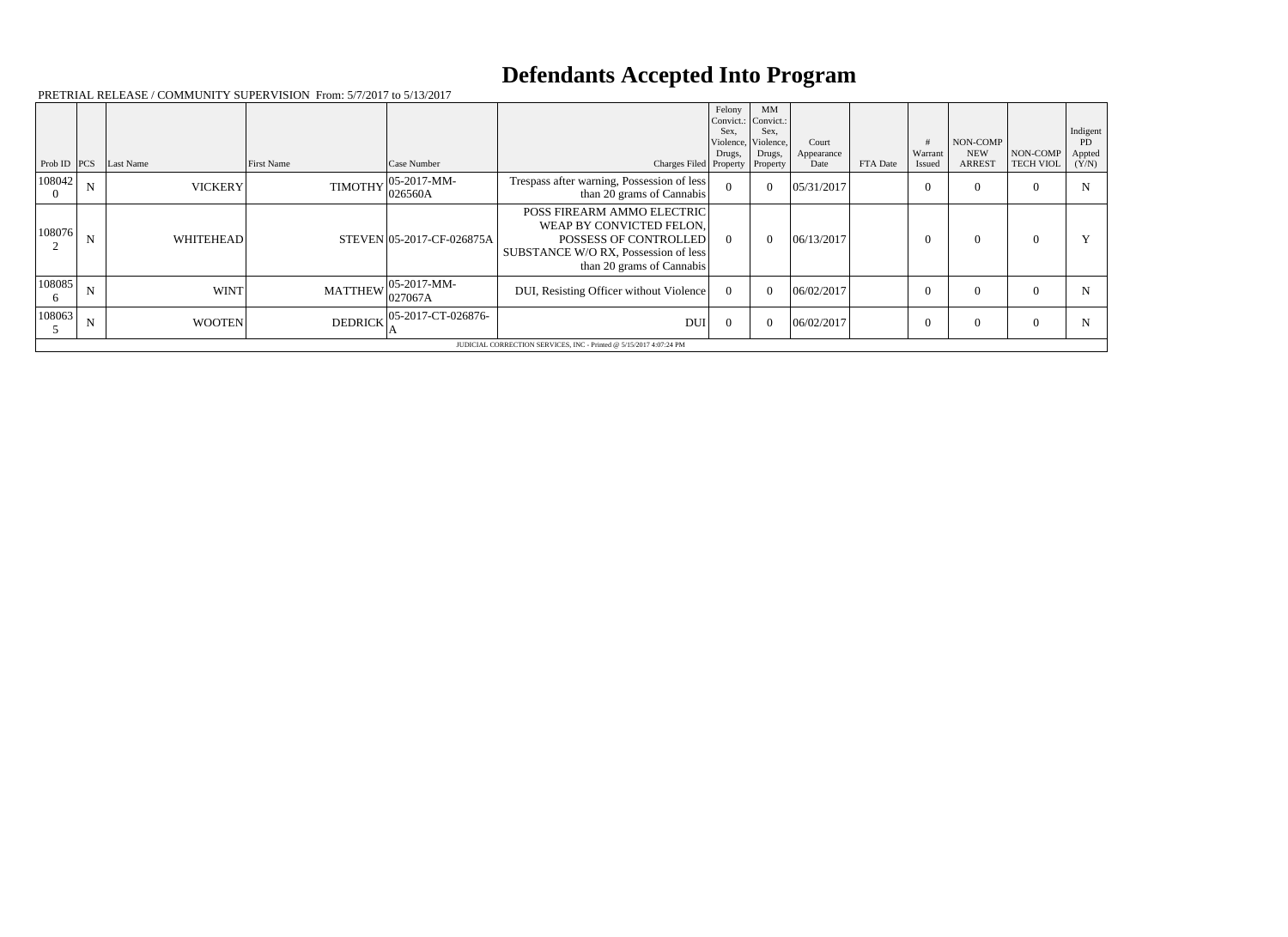# Defendants Accepted Into Program

PRETRIAL RELEASE / COMMUNITY SUPERVISION From: 5/7/2017 to 5/13/2017

| Prob ID | PCS | Last Name | First Name | Case Number | Charges Filed | Felony Convict.: Sex, Violence, Drugs, Property | MM Convict.: Sex, Violence, Drugs, Property | Court Appearance Date | FTA Date | # Warrant Issued | NON-COMP NEW ARREST | NON-COMP TECH VIOL | Indigent PD Appted (Y/N) |
|---|---|---|---|---|---|---|---|---|---|---|---|---|---|
| 1080420 | N | VICKERY | TIMOTHY | 05-2017-MM-026560A | Trespass after warning, Possession of less than 20 grams of Cannabis | 0 | 0 | 05/31/2017 | | 0 | 0 | 0 | N |
| 1080762 | N | WHITEHEAD | STEVEN | 05-2017-CF-026875A | POSS FIREARM AMMO ELECTRIC WEAP BY CONVICTED FELON, POSSESS OF CONTROLLED SUBSTANCE W/O RX, Possession of less than 20 grams of Cannabis | 0 | 0 | 06/13/2017 | | 0 | 0 | 0 | Y |
| 1080856 | N | WINT | MATTHEW | 05-2017-MM-027067A | DUI, Resisting Officer without Violence | 0 | 0 | 06/02/2017 | | 0 | 0 | 0 | N |
| 1080635 | N | WOOTEN | DEDRICK | 05-2017-CT-026876-A | DUI | 0 | 0 | 06/02/2017 | | 0 | 0 | 0 | N |

JUDICIAL CORRECTION SERVICES, INC - Printed @ 5/15/2017 4:07:24 PM